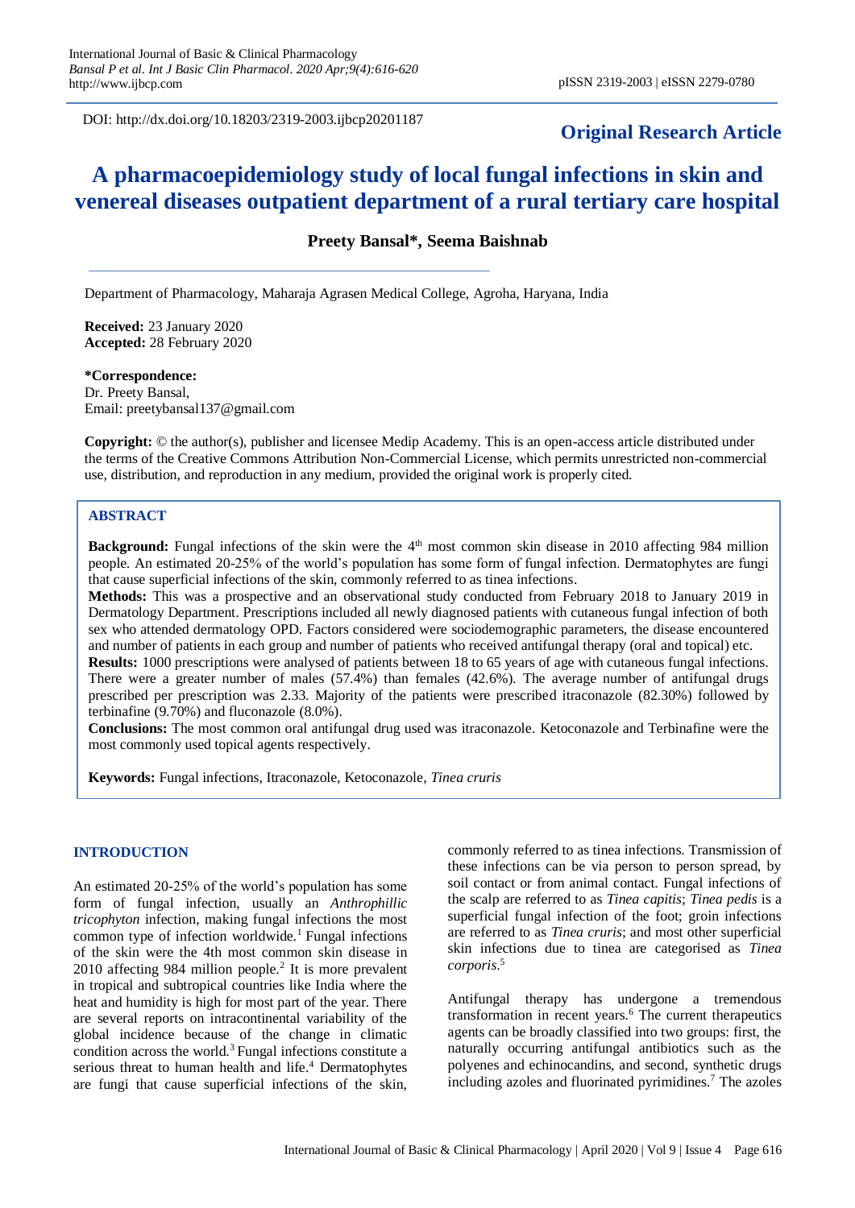DOI: http://dx.doi.org/10.18203/2319-2003.ijbcp20201187

**Original Research Article**

# A pharmacoepidemiology study of local fungal infections in skin and venereal diseases outpatient department of a rural tertiary care hospital

**Preety Bansal\*, Seema Baishnab**

Department of Pharmacology, Maharaja Agrasen Medical College, Agroha, Haryana, India

**Received:** 23 January 2020
**Accepted:** 28 February 2020

**\*Correspondence:**
Dr. Preety Bansal,
Email: preetybansal137@gmail.com

**Copyright:** © the author(s), publisher and licensee Medip Academy. This is an open-access article distributed under the terms of the Creative Commons Attribution Non-Commercial License, which permits unrestricted non-commercial use, distribution, and reproduction in any medium, provided the original work is properly cited.

## ABSTRACT

**Background:** Fungal infections of the skin were the 4th most common skin disease in 2010 affecting 984 million people. An estimated 20-25% of the world's population has some form of fungal infection. Dermatophytes are fungi that cause superficial infections of the skin, commonly referred to as tinea infections.

**Methods:** This was a prospective and an observational study conducted from February 2018 to January 2019 in Dermatology Department. Prescriptions included all newly diagnosed patients with cutaneous fungal infection of both sex who attended dermatology OPD. Factors considered were sociodemographic parameters, the disease encountered and number of patients in each group and number of patients who received antifungal therapy (oral and topical) etc.

**Results:** 1000 prescriptions were analysed of patients between 18 to 65 years of age with cutaneous fungal infections. There were a greater number of males (57.4%) than females (42.6%). The average number of antifungal drugs prescribed per prescription was 2.33. Majority of the patients were prescribed itraconazole (82.30%) followed by terbinafine (9.70%) and fluconazole (8.0%).

**Conclusions:** The most common oral antifungal drug used was itraconazole. Ketoconazole and Terbinafine were the most commonly used topical agents respectively.

**Keywords:** Fungal infections, Itraconazole, Ketoconazole, *Tinea cruris*

## INTRODUCTION

An estimated 20-25% of the world's population has some form of fungal infection, usually an *Anthrophillic tricophyton* infection, making fungal infections the most common type of infection worldwide.[1] Fungal infections of the skin were the 4th most common skin disease in 2010 affecting 984 million people.[2] It is more prevalent in tropical and subtropical countries like India where the heat and humidity is high for most part of the year. There are several reports on intracontinental variability of the global incidence because of the change in climatic condition across the world.[3] Fungal infections constitute a serious threat to human health and life.[4] Dermatophytes are fungi that cause superficial infections of the skin, commonly referred to as tinea infections. Transmission of these infections can be via person to person spread, by soil contact or from animal contact. Fungal infections of the scalp are referred to as *Tinea capitis*; *Tinea pedis* is a superficial fungal infection of the foot; groin infections are referred to as *Tinea cruris*; and most other superficial skin infections due to tinea are categorised as *Tinea corporis*.[5]

Antifungal therapy has undergone a tremendous transformation in recent years.[6] The current therapeutics agents can be broadly classified into two groups: first, the naturally occurring antifungal antibiotics such as the polyenes and echinocandins, and second, synthetic drugs including azoles and fluorinated pyrimidines.[7] The azoles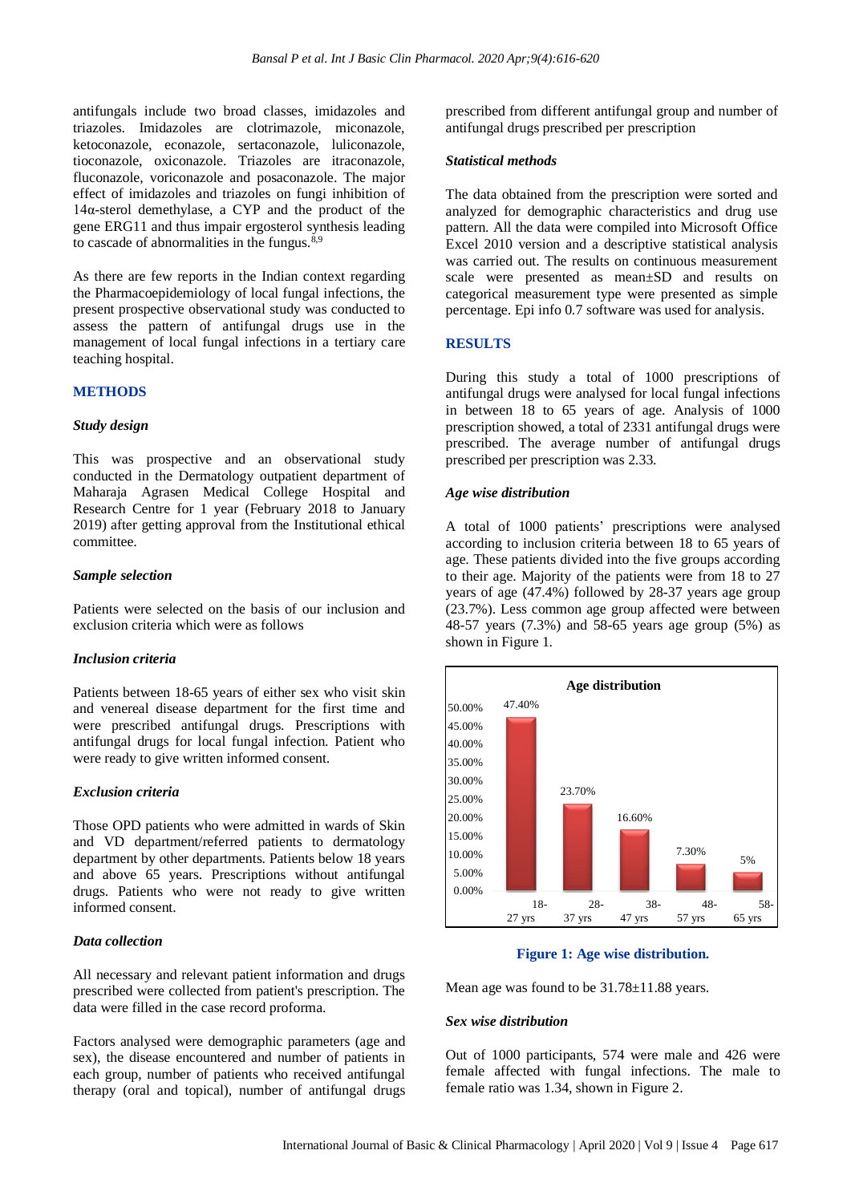antifungals include two broad classes, imidazoles and triazoles. Imidazoles are clotrimazole, miconazole, ketoconazole, econazole, sertaconazole, luliconazole, tioconazole, oxiconazole. Triazoles are itraconazole, fluconazole, voriconazole and posaconazole. The major effect of imidazoles and triazoles on fungi inhibition of 14α-sterol demethylase, a CYP and the product of the gene ERG11 and thus impair ergosterol synthesis leading to cascade of abnormalities in the fungus.[8,9]

As there are few reports in the Indian context regarding the Pharmacoepidemiology of local fungal infections, the present prospective observational study was conducted to assess the pattern of antifungal drugs use in the management of local fungal infections in a tertiary care teaching hospital.

## METHODS

### *Study design*

This was prospective and an observational study conducted in the Dermatology outpatient department of Maharaja Agrasen Medical College Hospital and Research Centre for 1 year (February 2018 to January 2019) after getting approval from the Institutional ethical committee.

### *Sample selection*

Patients were selected on the basis of our inclusion and exclusion criteria which were as follows

### *Inclusion criteria*

Patients between 18-65 years of either sex who visit skin and venereal disease department for the first time and were prescribed antifungal drugs. Prescriptions with antifungal drugs for local fungal infection. Patient who were ready to give written informed consent.

### *Exclusion criteria*

Those OPD patients who were admitted in wards of Skin and VD department/referred patients to dermatology department by other departments. Patients below 18 years and above 65 years. Prescriptions without antifungal drugs. Patients who were not ready to give written informed consent.

### *Data collection*

All necessary and relevant patient information and drugs prescribed were collected from patient's prescription. The data were filled in the case record proforma.

Factors analysed were demographic parameters (age and sex), the disease encountered and number of patients in each group, number of patients who received antifungal therapy (oral and topical), number of antifungal drugs prescribed from different antifungal group and number of antifungal drugs prescribed per prescription

### *Statistical methods*

The data obtained from the prescription were sorted and analyzed for demographic characteristics and drug use pattern. All the data were compiled into Microsoft Office Excel 2010 version and a descriptive statistical analysis was carried out. The results on continuous measurement scale were presented as mean±SD and results on categorical measurement type were presented as simple percentage. Epi info 0.7 software was used for analysis.

## RESULTS

During this study a total of 1000 prescriptions of antifungal drugs were analysed for local fungal infections in between 18 to 65 years of age. Analysis of 1000 prescription showed, a total of 2331 antifungal drugs were prescribed. The average number of antifungal drugs prescribed per prescription was 2.33.

### *Age wise distribution*

A total of 1000 patients' prescriptions were analysed according to inclusion criteria between 18 to 65 years of age. These patients divided into the five groups according to their age. Majority of the patients were from 18 to 27 years of age (47.4%) followed by 28-37 years age group (23.7%). Less common age group affected were between 48-57 years (7.3%) and 58-65 years age group (5%) as shown in Figure 1.

Age distribution

50.00%
45.00%
40.00%
35.00%
30.00%
25.00%
20.00%
15.00%
10.00%
5.00%
0.00%

47.40%
23.70%
16.60%
7.30%
5%

18-27 yrs
28-37 yrs
38-47 yrs
48-57 yrs
58-65 yrs

**Figure 1: Age wise distribution.**

Mean age was found to be 31.78±11.88 years.

### *Sex wise distribution*

Out of 1000 participants, 574 were male and 426 were female affected with fungal infections. The male to female ratio was 1.34, shown in Figure 2.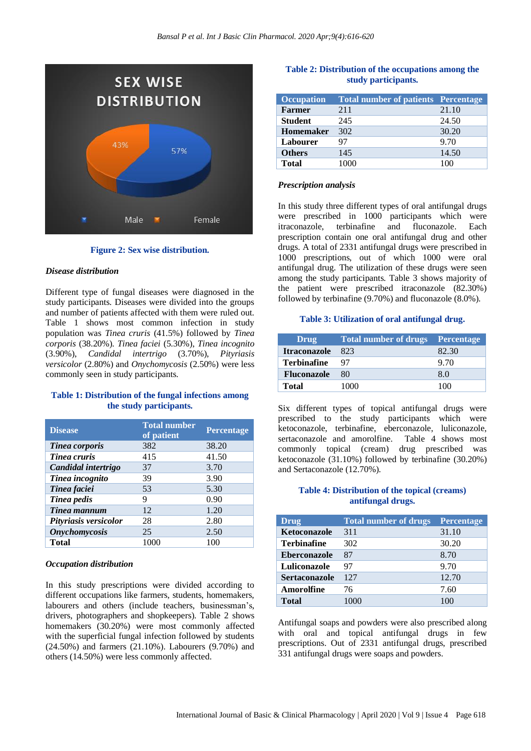SEX WISE DISTRIBUTION

43%

57%

Male

Female

**Figure 2: Sex wise distribution.**

### *Disease distribution*

Different type of fungal diseases were diagnosed in the study participants. Diseases were divided into the groups and number of patients affected with them were ruled out. Table 1 shows most common infection in study population was *Tinea cruris* (41.5%) followed by *Tinea corporis* (38.20%). *Tinea faciei* (5.30%), *Tinea incognito* (3.90%), *Candidal intertrigo* (3.70%), *Pityriasis versicolor* (2.80%) and *Onychomycosis* (2.50%) were less commonly seen in study participants.

**Table 1: Distribution of the fungal infections among the study participants.**

| Disease | Total number of patient | Percentage |
|---|---|---|
| ***Tinea corporis*** | 382 | 38.20 |
| ***Tinea cruris*** | 415 | 41.50 |
| ***Candidal intertrigo*** | 37 | 3.70 |
| ***Tinea incognito*** | 39 | 3.90 |
| ***Tinea faciei*** | 53 | 5.30 |
| ***Tinea pedis*** | 9 | 0.90 |
| ***Tinea mannum*** | 12 | 1.20 |
| ***Pityriasis versicolor*** | 28 | 2.80 |
| ***Onychomycosis*** | 25 | 2.50 |
| **Total** | 1000 | 100 |

### *Occupation distribution*

In this study prescriptions were divided according to different occupations like farmers, students, homemakers, labourers and others (include teachers, businessman's, drivers, photographers and shopkeepers). Table 2 shows homemakers (30.20%) were most commonly affected with the superficial fungal infection followed by students (24.50%) and farmers (21.10%). Labourers (9.70%) and others (14.50%) were less commonly affected.

**Table 2: Distribution of the occupations among the study participants.**

| Occupation | Total number of patients | Percentage |
|---|---|---|
| **Farmer** | 211 | 21.10 |
| **Student** | 245 | 24.50 |
| **Homemaker** | 302 | 30.20 |
| **Labourer** | 97 | 9.70 |
| **Others** | 145 | 14.50 |
| **Total** | 1000 | 100 |

### *Prescription analysis*

In this study three different types of oral antifungal drugs were prescribed in 1000 participants which were itraconazole, terbinafine and fluconazole. Each prescription contain one oral antifungal drug and other drugs. A total of 2331 antifungal drugs were prescribed in 1000 prescriptions, out of which 1000 were oral antifungal drug. The utilization of these drugs were seen among the study participants. Table 3 shows majority of the patient were prescribed itraconazole (82.30%) followed by terbinafine (9.70%) and fluconazole (8.0%).

**Table 3: Utilization of oral antifungal drug.**

| Drug | Total number of drugs | Percentage |
|---|---|---|
| **Itraconazole** | 823 | 82.30 |
| **Terbinafine** | 97 | 9.70 |
| **Fluconazole** | 80 | 8.0 |
| **Total** | 1000 | 100 |

Six different types of topical antifungal drugs were prescribed to the study participants which were ketoconazole, terbinafine, eberconazole, luliconazole, sertaconazole and amorolfine. Table 4 shows most commonly topical (cream) drug prescribed was ketoconazole (31.10%) followed by terbinafine (30.20%) and Sertaconazole (12.70%).

**Table 4: Distribution of the topical (creams) antifungal drugs.**

| Drug | Total number of drugs | Percentage |
|---|---|---|
| **Ketoconazole** | 311 | 31.10 |
| **Terbinafine** | 302 | 30.20 |
| **Eberconazole** | 87 | 8.70 |
| **Luliconazole** | 97 | 9.70 |
| **Sertaconazole** | 127 | 12.70 |
| **Amorolfine** | 76 | 7.60 |
| **Total** | 1000 | 100 |

Antifungal soaps and powders were also prescribed along with oral and topical antifungal drugs in few prescriptions. Out of 2331 antifungal drugs, prescribed 331 antifungal drugs were soaps and powders.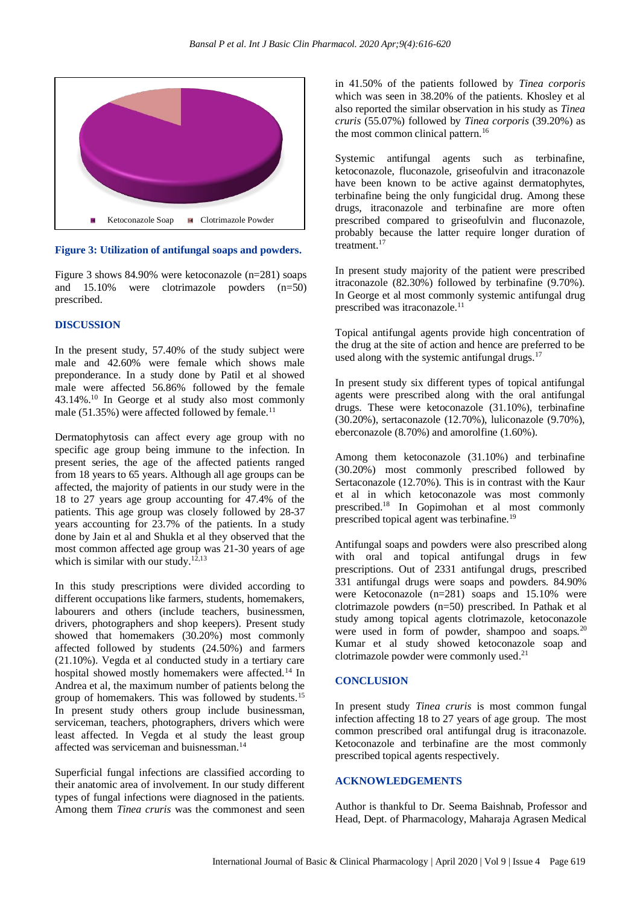Ketoconazole Soap

Clotrimazole Powder

**Figure 3: Utilization of antifungal soaps and powders.**

Figure 3 shows 84.90% were ketoconazole (n=281) soaps and 15.10% were clotrimazole powders (n=50) prescribed.

## DISCUSSION

In the present study, 57.40% of the study subject were male and 42.60% were female which shows male preponderance. In a study done by Patil et al showed male were affected 56.86% followed by the female 43.14%.[10] In George et al study also most commonly male (51.35%) were affected followed by female.[11]

Dermatophytosis can affect every age group with no specific age group being immune to the infection. In present series, the age of the affected patients ranged from 18 years to 65 years. Although all age groups can be affected, the majority of patients in our study were in the 18 to 27 years age group accounting for 47.4% of the patients. This age group was closely followed by 28-37 years accounting for 23.7% of the patients. In a study done by Jain et al and Shukla et al they observed that the most common affected age group was 21-30 years of age which is similar with our study.[12,13]

In this study prescriptions were divided according to different occupations like farmers, students, homemakers, labourers and others (include teachers, businessmen, drivers, photographers and shop keepers). Present study showed that homemakers (30.20%) most commonly affected followed by students (24.50%) and farmers (21.10%). Vegda et al conducted study in a tertiary care hospital showed mostly homemakers were affected.[14] In Andrea et al, the maximum number of patients belong the group of homemakers. This was followed by students.[15] In present study others group include businessman, serviceman, teachers, photographers, drivers which were least affected. In Vegda et al study the least group affected was serviceman and buisnessman.[14]

Superficial fungal infections are classified according to their anatomic area of involvement. In our study different types of fungal infections were diagnosed in the patients. Among them *Tinea cruris* was the commonest and seen in 41.50% of the patients followed by *Tinea corporis* which was seen in 38.20% of the patients. Khosley et al also reported the similar observation in his study as *Tinea cruris* (55.07%) followed by *Tinea corporis* (39.20%) as the most common clinical pattern.[16]

Systemic antifungal agents such as terbinafine, ketoconazole, fluconazole, griseofulvin and itraconazole have been known to be active against dermatophytes, terbinafine being the only fungicidal drug. Among these drugs, itraconazole and terbinafine are more often prescribed compared to griseofulvin and fluconazole, probably because the latter require longer duration of treatment.[17]

In present study majority of the patient were prescribed itraconazole (82.30%) followed by terbinafine (9.70%). In George et al most commonly systemic antifungal drug prescribed was itraconazole.[11]

Topical antifungal agents provide high concentration of the drug at the site of action and hence are preferred to be used along with the systemic antifungal drugs.[17]

In present study six different types of topical antifungal agents were prescribed along with the oral antifungal drugs. These were ketoconazole (31.10%), terbinafine (30.20%), sertaconazole (12.70%), luliconazole (9.70%), eberconazole (8.70%) and amorolfine (1.60%).

Among them ketoconazole (31.10%) and terbinafine (30.20%) most commonly prescribed followed by Sertaconazole (12.70%). This is in contrast with the Kaur et al in which ketoconazole was most commonly prescribed.[18] In Gopimohan et al most commonly prescribed topical agent was terbinafine.[19]

Antifungal soaps and powders were also prescribed along with oral and topical antifungal drugs in few prescriptions. Out of 2331 antifungal drugs, prescribed 331 antifungal drugs were soaps and powders. 84.90% were Ketoconazole (n=281) soaps and 15.10% were clotrimazole powders (n=50) prescribed. In Pathak et al study among topical agents clotrimazole, ketoconazole were used in form of powder, shampoo and soaps.[20] Kumar et al study showed ketoconazole soap and clotrimazole powder were commonly used.[21]

## CONCLUSION

In present study *Tinea cruris* is most common fungal infection affecting 18 to 27 years of age group. The most common prescribed oral antifungal drug is itraconazole. Ketoconazole and terbinafine are the most commonly prescribed topical agents respectively.

## ACKNOWLEDGEMENTS

Author is thankful to Dr. Seema Baishnab, Professor and Head, Dept. of Pharmacology, Maharaja Agrasen Medical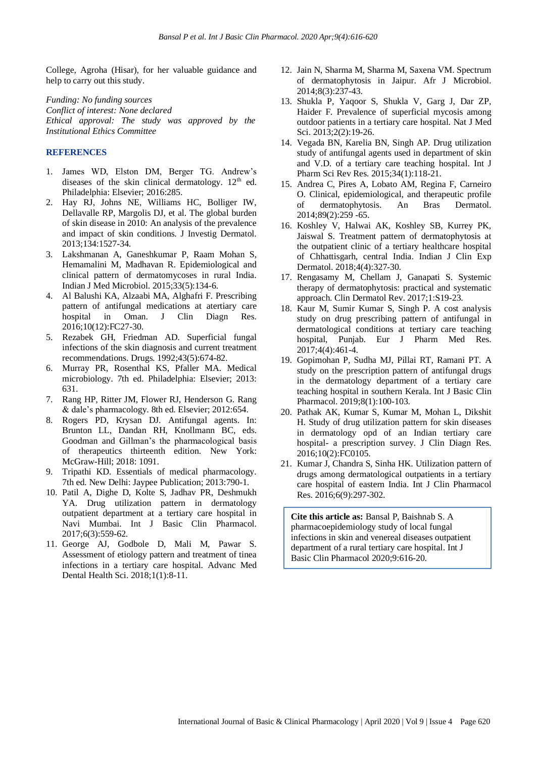College, Agroha (Hisar), for her valuable guidance and help to carry out this study.

*Funding: No funding sources*
*Conflict of interest: None declared*
*Ethical approval: The study was approved by the Institutional Ethics Committee*

## REFERENCES

1. James WD, Elston DM, Berger TG. Andrew's diseases of the skin clinical dermatology. 12th ed. Philadelphia: Elsevier; 2016:285.
2. Hay RJ, Johns NE, Williams HC, Bolliger IW, Dellavalle RP, Margolis DJ, et al. The global burden of skin disease in 2010: An analysis of the prevalence and impact of skin conditions. J Investig Dermatol. 2013;134:1527-34.
3. Lakshmanan A, Ganeshkumar P, Raam Mohan S, Hemamalini M, Madhavan R. Epidemiological and clinical pattern of dermatomycoses in rural India. Indian J Med Microbiol. 2015;33(5):134-6.
4. Al Balushi KA, Alzaabi MA, Alghafri F. Prescribing pattern of antifungal medications at atertiary care hospital in Oman. J Clin Diagn Res. 2016;10(12):FC27-30.
5. Rezabek GH, Friedman AD. Superficial fungal infections of the skin diagnosis and current treatment recommendations. Drugs. 1992;43(5):674-82.
6. Murray PR, Rosenthal KS, Pfaller MA. Medical microbiology. 7th ed. Philadelphia: Elsevier; 2013: 631.
7. Rang HP, Ritter JM, Flower RJ, Henderson G. Rang & dale's pharmacology. 8th ed. Elsevier; 2012:654.
8. Rogers PD, Krysan DJ. Antifungal agents. In: Brunton LL, Dandan RH, Knollmann BC, eds. Goodman and Gillman's the pharmacological basis of therapeutics thirteenth edition. New York: McGraw-Hill; 2018: 1091.
9. Tripathi KD. Essentials of medical pharmacology. 7th ed. New Delhi: Jaypee Publication; 2013:790-1.
10. Patil A, Dighe D, Kolte S, Jadhav PR, Deshmukh YA. Drug utilization pattern in dermatology outpatient department at a tertiary care hospital in Navi Mumbai. Int J Basic Clin Pharmacol. 2017;6(3):559-62.
11. George AJ, Godbole D, Mali M, Pawar S. Assessment of etiology pattern and treatment of tinea infections in a tertiary care hospital. Advanc Med Dental Health Sci. 2018;1(1):8-11.
12. Jain N, Sharma M, Sharma M, Saxena VM. Spectrum of dermatophytosis in Jaipur. Afr J Microbiol. 2014;8(3):237-43.
13. Shukla P, Yaqoor S, Shukla V, Garg J, Dar ZP, Haider F. Prevalence of superficial mycosis among outdoor patients in a tertiary care hospital. Nat J Med Sci. 2013;2(2):19-26.
14. Vegada BN, Karelia BN, Singh AP. Drug utilization study of antifungal agents used in department of skin and V.D. of a tertiary care teaching hospital. Int J Pharm Sci Rev Res. 2015;34(1):118-21.
15. Andrea C, Pires A, Lobato AM, Regina F, Carneiro O. Clinical, epidemiological, and therapeutic profile of dermatophytosis. An Bras Dermatol. 2014;89(2):259 -65.
16. Koshley V, Halwai AK, Koshley SB, Kurrey PK, Jaiswal S. Treatment pattern of dermatophytosis at the outpatient clinic of a tertiary healthcare hospital of Chhattisgarh, central India. Indian J Clin Exp Dermatol. 2018;4(4):327-30.
17. Rengasamy M, Chellam J, Ganapati S. Systemic therapy of dermatophytosis: practical and systematic approach. Clin Dermatol Rev. 2017;1:S19-23.
18. Kaur M, Sumir Kumar S, Singh P. A cost analysis study on drug prescribing pattern of antifungal in dermatological conditions at tertiary care teaching hospital, Punjab. Eur J Pharm Med Res. 2017;4(4):461-4.
19. Gopimohan P, Sudha MJ, Pillai RT, Ramani PT. A study on the prescription pattern of antifungal drugs in the dermatology department of a tertiary care teaching hospital in southern Kerala. Int J Basic Clin Pharmacol. 2019;8(1):100-103.
20. Pathak AK, Kumar S, Kumar M, Mohan L, Dikshit H. Study of drug utilization pattern for skin diseases in dermatology opd of an Indian tertiary care hospital- a prescription survey. J Clin Diagn Res. 2016;10(2):FC0105.
21. Kumar J, Chandra S, Sinha HK. Utilization pattern of drugs among dermatological outpatients in a tertiary care hospital of eastern India. Int J Clin Pharmacol Res. 2016;6(9):297-302.

**Cite this article as:** Bansal P, Baishnab S. A pharmacoepidemiology study of local fungal infections in skin and venereal diseases outpatient department of a rural tertiary care hospital. Int J Basic Clin Pharmacol 2020;9:616-20.